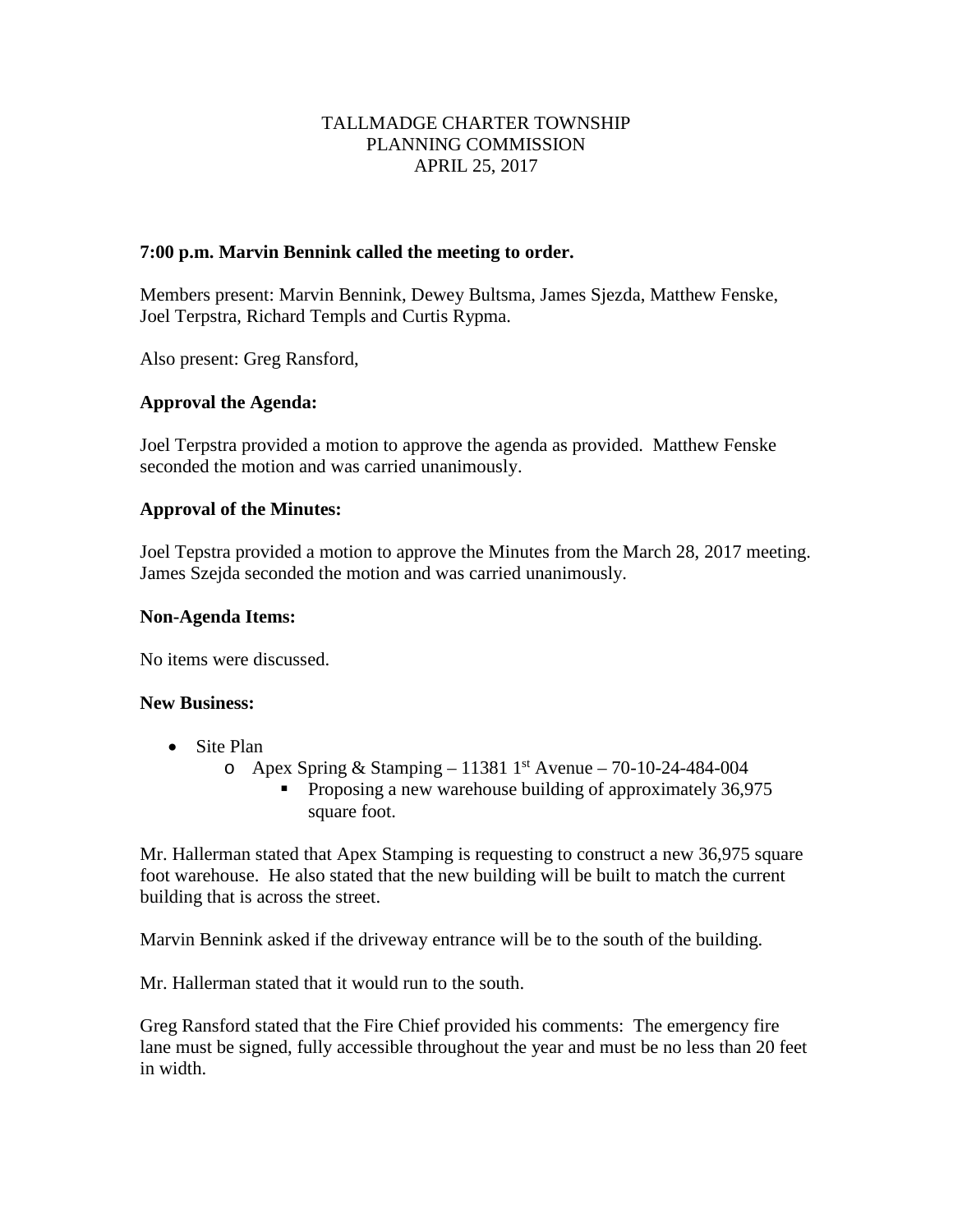TALLMADGE CHARTER TOWNSHIP
PLANNING COMMISSION
APRIL 25, 2017

**7:00 p.m. Marvin Bennink called the meeting to order.**

Members present: Marvin Bennink, Dewey Bultsma, James Sjezda, Matthew Fenske, Joel Terpstra, Richard Templs and Curtis Rypma.

Also present: Greg Ransford,

**Approval the Agenda:**

Joel Terpstra provided a motion to approve the agenda as provided. Matthew Fenske seconded the motion and was carried unanimously.

**Approval of the Minutes:**

Joel Tepstra provided a motion to approve the Minutes from the March 28, 2017 meeting. James Szejda seconded the motion and was carried unanimously.

**Non-Agenda Items:**

No items were discussed.

**New Business:**

- Site Plan
  - Apex Spring & Stamping – 11381 1st Avenue – 70-10-24-484-004
    - Proposing a new warehouse building of approximately 36,975 square foot.

Mr. Hallerman stated that Apex Stamping is requesting to construct a new 36,975 square foot warehouse. He also stated that the new building will be built to match the current building that is across the street.

Marvin Bennink asked if the driveway entrance will be to the south of the building.

Mr. Hallerman stated that it would run to the south.

Greg Ransford stated that the Fire Chief provided his comments: The emergency fire lane must be signed, fully accessible throughout the year and must be no less than 20 feet in width.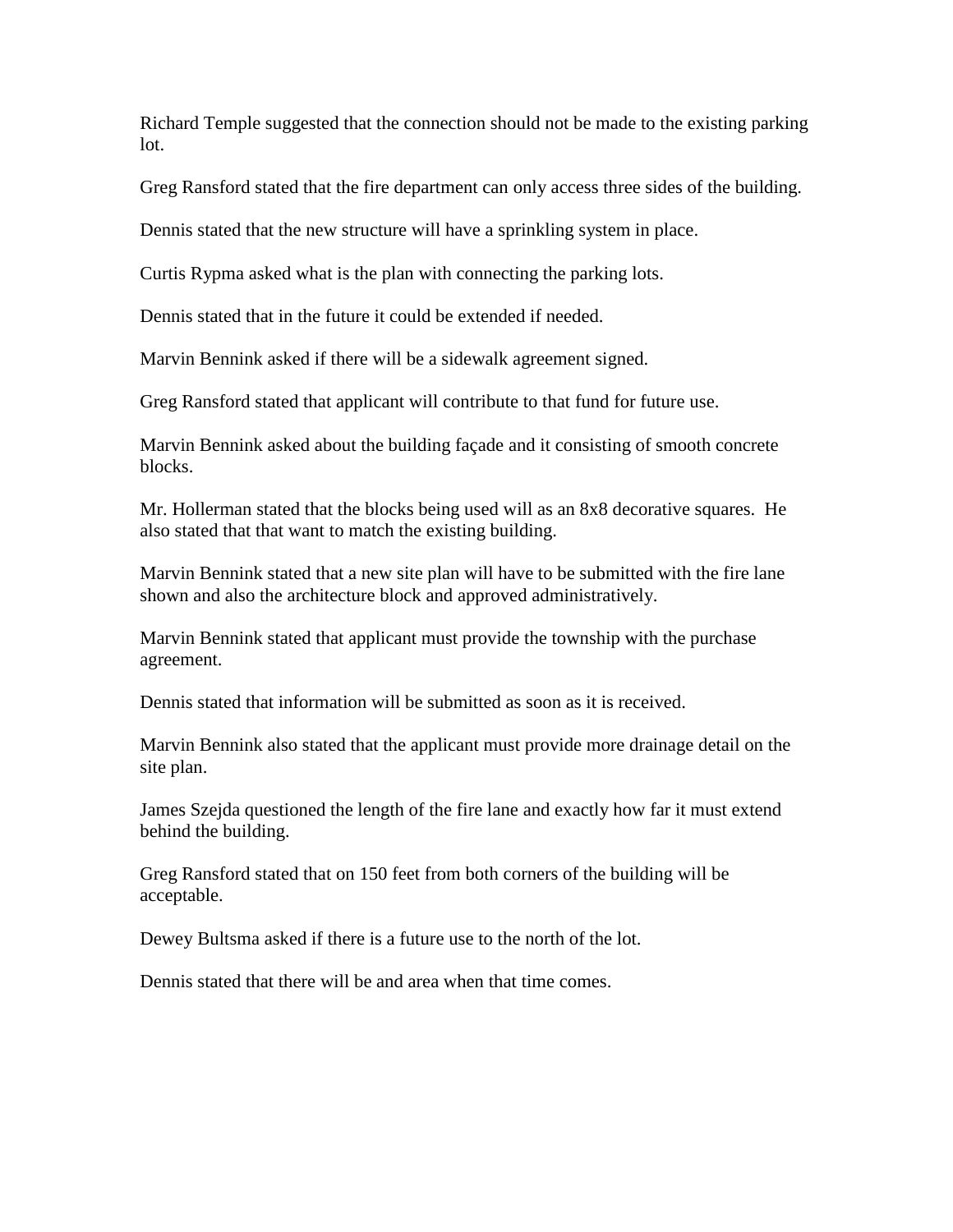Richard Temple suggested that the connection should not be made to the existing parking lot.

Greg Ransford stated that the fire department can only access three sides of the building.

Dennis stated that the new structure will have a sprinkling system in place.

Curtis Rypma asked what is the plan with connecting the parking lots.

Dennis stated that in the future it could be extended if needed.

Marvin Bennink asked if there will be a sidewalk agreement signed.

Greg Ransford stated that applicant will contribute to that fund for future use.

Marvin Bennink asked about the building façade and it consisting of smooth concrete blocks.

Mr. Hollerman stated that the blocks being used will as an 8x8 decorative squares. He also stated that that want to match the existing building.

Marvin Bennink stated that a new site plan will have to be submitted with the fire lane shown and also the architecture block and approved administratively.

Marvin Bennink stated that applicant must provide the township with the purchase agreement.

Dennis stated that information will be submitted as soon as it is received.

Marvin Bennink also stated that the applicant must provide more drainage detail on the site plan.

James Szejda questioned the length of the fire lane and exactly how far it must extend behind the building.

Greg Ransford stated that on 150 feet from both corners of the building will be acceptable.

Dewey Bultsma asked if there is a future use to the north of the lot.

Dennis stated that there will be and area when that time comes.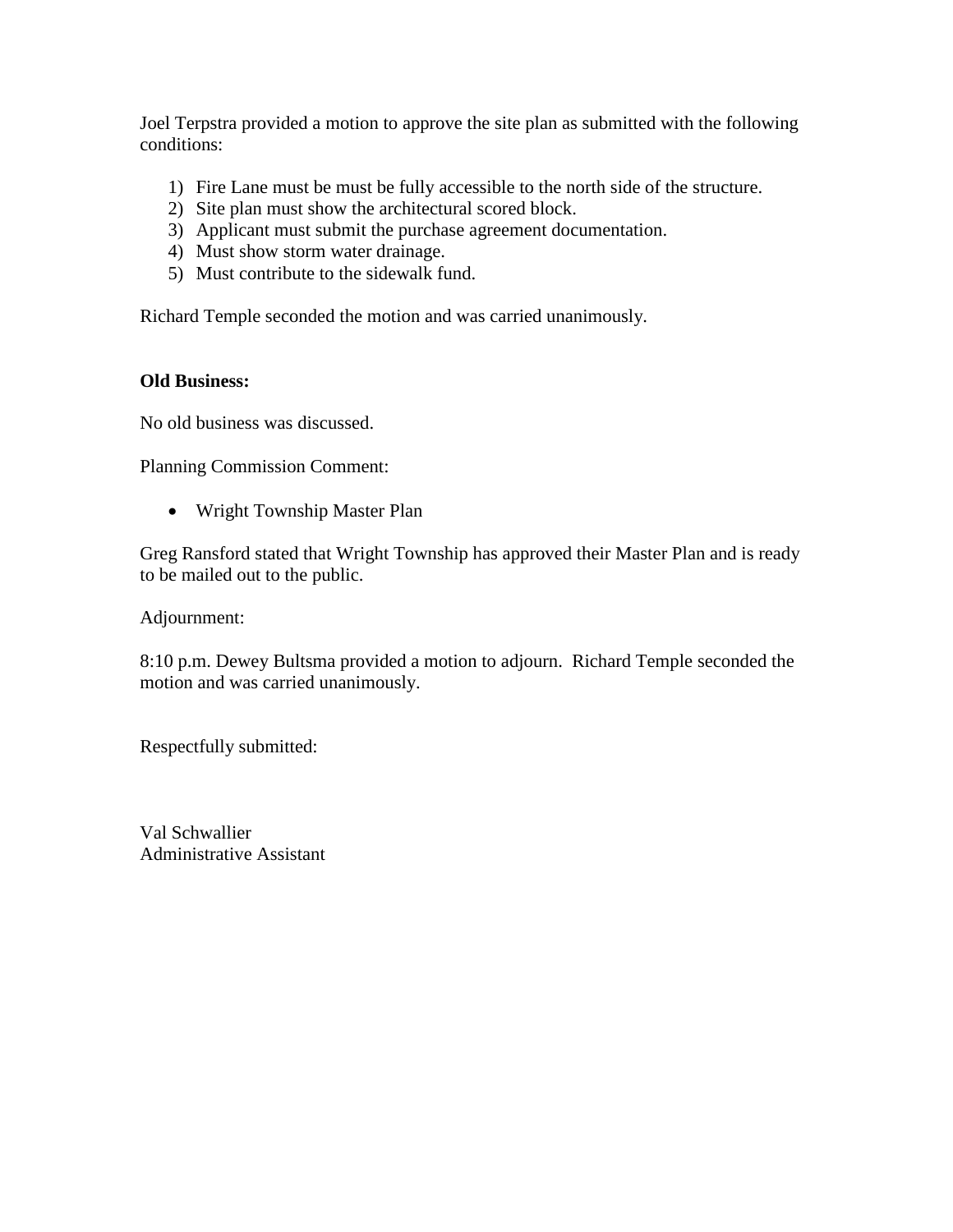Joel Terpstra provided a motion to approve the site plan as submitted with the following conditions:

1) Fire Lane must be must be fully accessible to the north side of the structure.
2) Site plan must show the architectural scored block.
3) Applicant must submit the purchase agreement documentation.
4) Must show storm water drainage.
5) Must contribute to the sidewalk fund.

Richard Temple seconded the motion and was carried unanimously.

**Old Business:**

No old business was discussed.

Planning Commission Comment:

- Wright Township Master Plan

Greg Ransford stated that Wright Township has approved their Master Plan and is ready to be mailed out to the public.

Adjournment:

8:10 p.m. Dewey Bultsma provided a motion to adjourn. Richard Temple seconded the motion and was carried unanimously.

Respectfully submitted:

Val Schwallier
Administrative Assistant